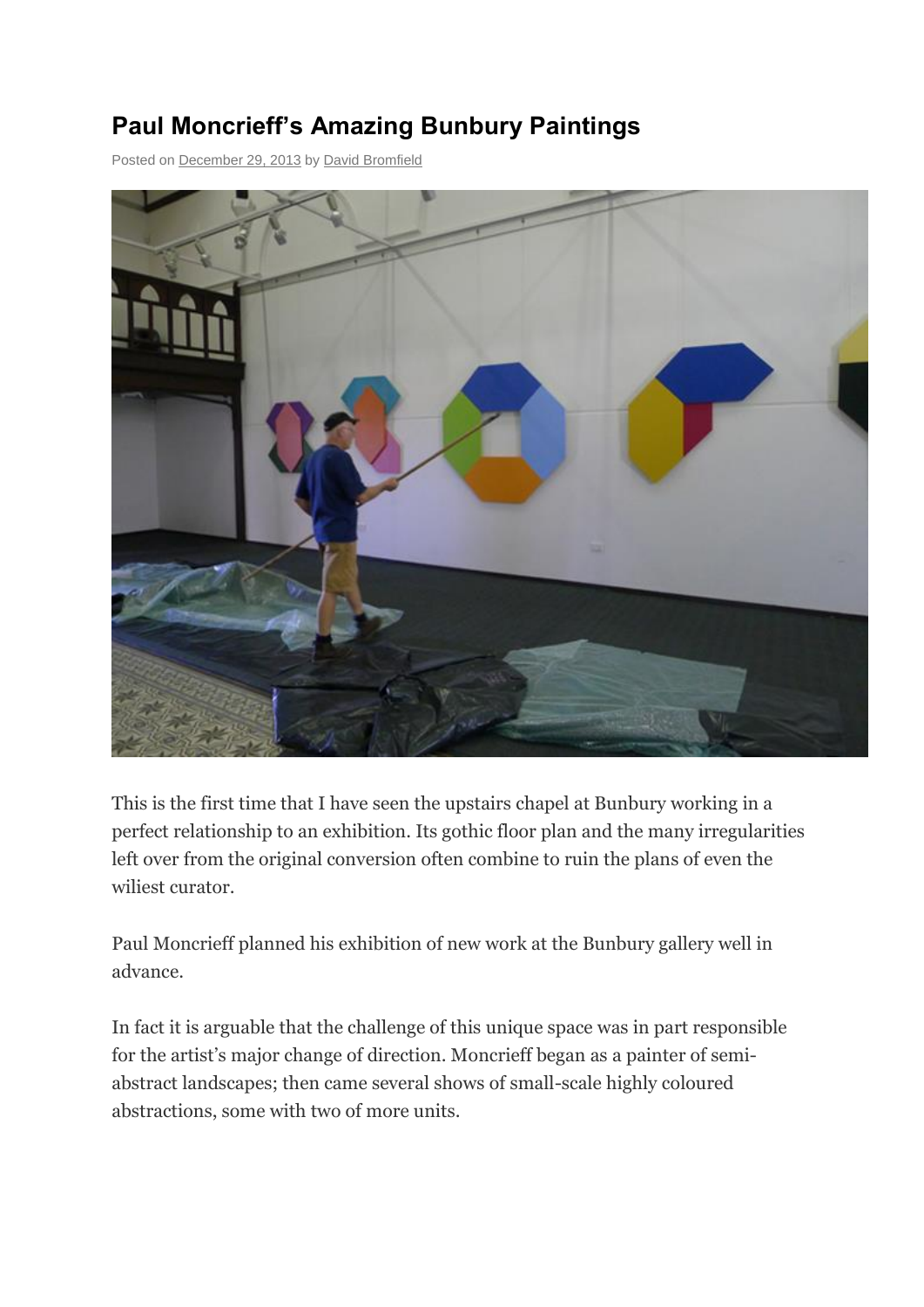# Paul Moncrieff's Amazing Bunbury Paintings

Posted on December 29, 2013 by David Bromfield

This is the first time that I have seen the upstairs chapel at Bunbury working in a perfect relationship to an exhibition. Its gothic floor plan and the many irregularities left over from the original conversion often combine to ruin the plans of even the wiliest curator.

Paul Moncrieff planned his exhibition of new work at the Bunbury gallery well in advance.

In fact it is arguable that the challenge of this unique space was in part responsible for the artist's major change of direction. Moncrieff began as a painter of semi-abstract landscapes; then came several shows of small-scale highly coloured abstractions, some with two of more units.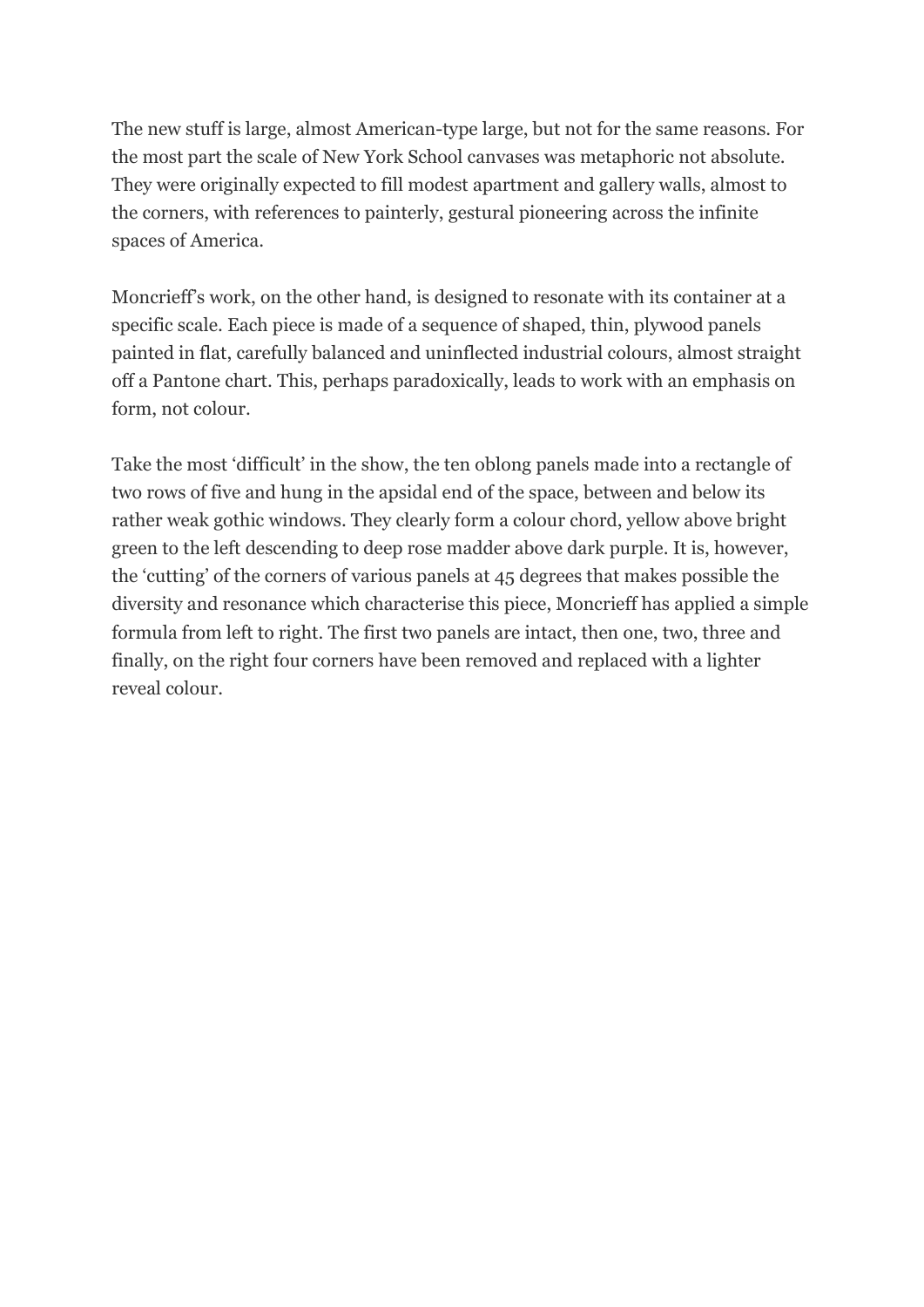The new stuff is large, almost American-type large, but not for the same reasons. For the most part the scale of New York School canvases was metaphoric not absolute. They were originally expected to fill modest apartment and gallery walls, almost to the corners, with references to painterly, gestural pioneering across the infinite spaces of America.

Moncrieff's work, on the other hand, is designed to resonate with its container at a specific scale. Each piece is made of a sequence of shaped, thin, plywood panels painted in flat, carefully balanced and uninflected industrial colours, almost straight off a Pantone chart. This, perhaps paradoxically, leads to work with an emphasis on form, not colour.

Take the most 'difficult' in the show, the ten oblong panels made into a rectangle of two rows of five and hung in the apsidal end of the space, between and below its rather weak gothic windows. They clearly form a colour chord, yellow above bright green to the left descending to deep rose madder above dark purple. It is, however, the 'cutting' of the corners of various panels at 45 degrees that makes possible the diversity and resonance which characterise this piece, Moncrieff has applied a simple formula from left to right. The first two panels are intact, then one, two, three and finally, on the right four corners have been removed and replaced with a lighter reveal colour.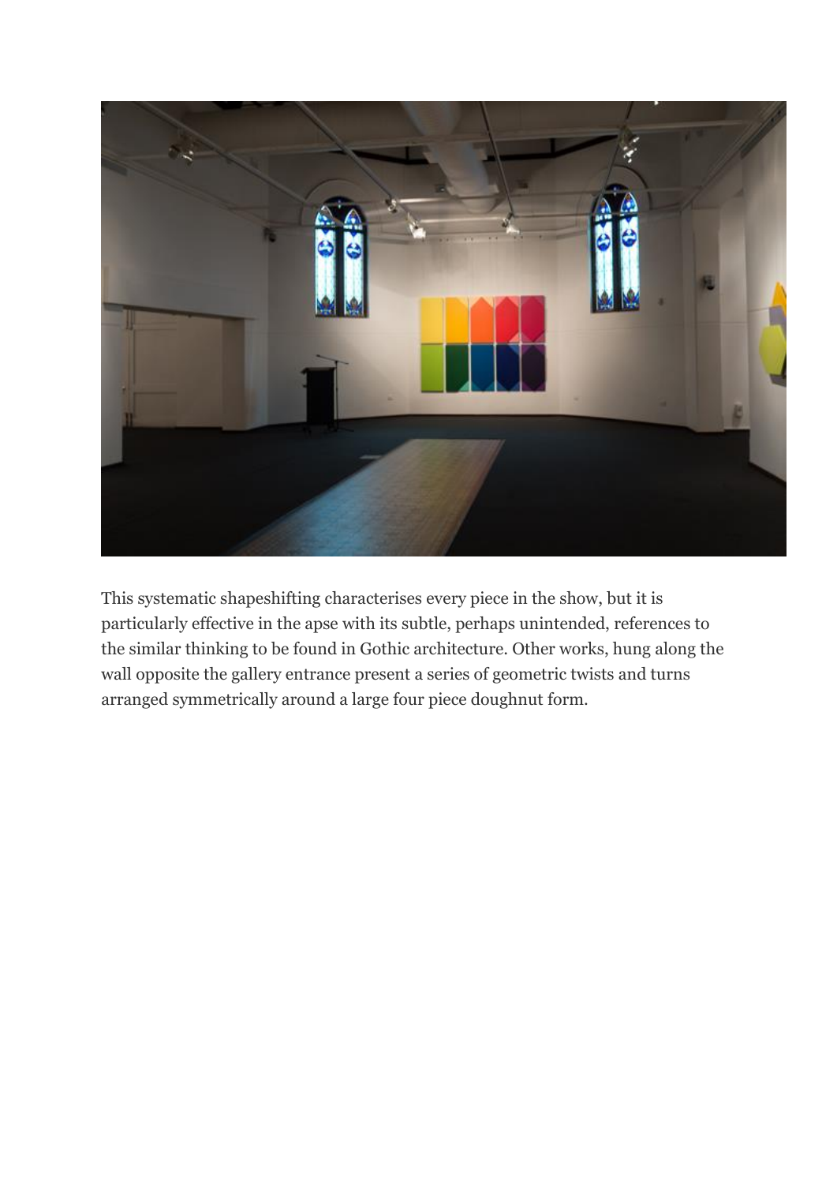This systematic shapeshifting characterises every piece in the show, but it is particularly effective in the apse with its subtle, perhaps unintended, references to the similar thinking to be found in Gothic architecture. Other works, hung along the wall opposite the gallery entrance present a series of geometric twists and turns arranged symmetrically around a large four piece doughnut form.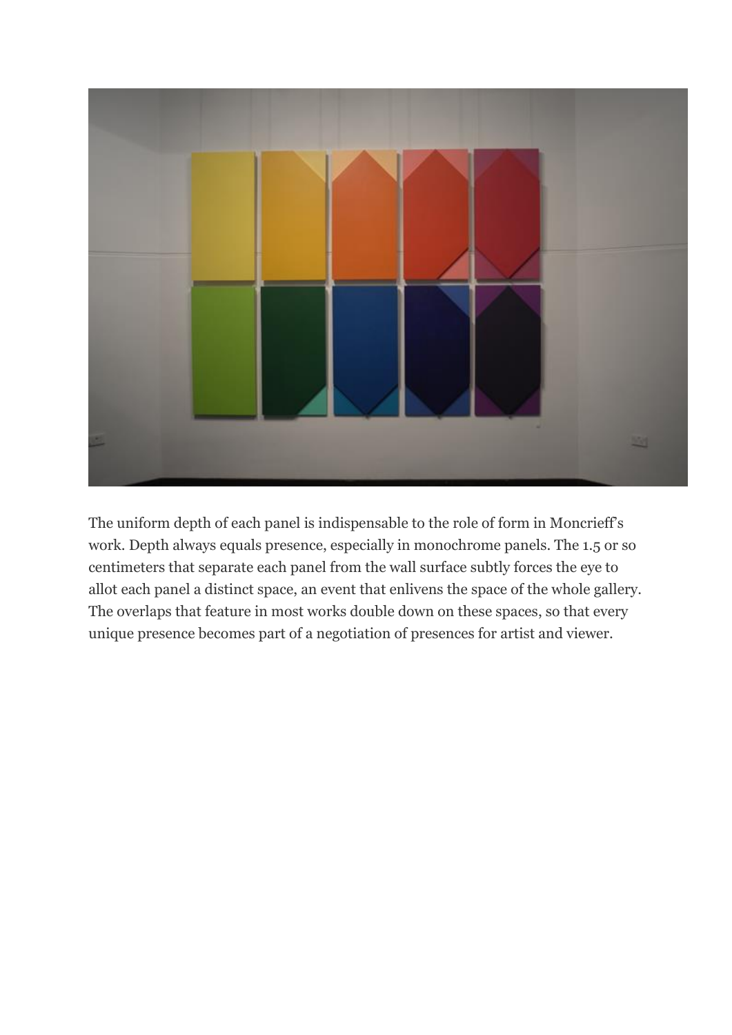The uniform depth of each panel is indispensable to the role of form in Moncrieff's work. Depth always equals presence, especially in monochrome panels. The 1.5 or so centimeters that separate each panel from the wall surface subtly forces the eye to allot each panel a distinct space, an event that enlivens the space of the whole gallery. The overlaps that feature in most works double down on these spaces, so that every unique presence becomes part of a negotiation of presences for artist and viewer.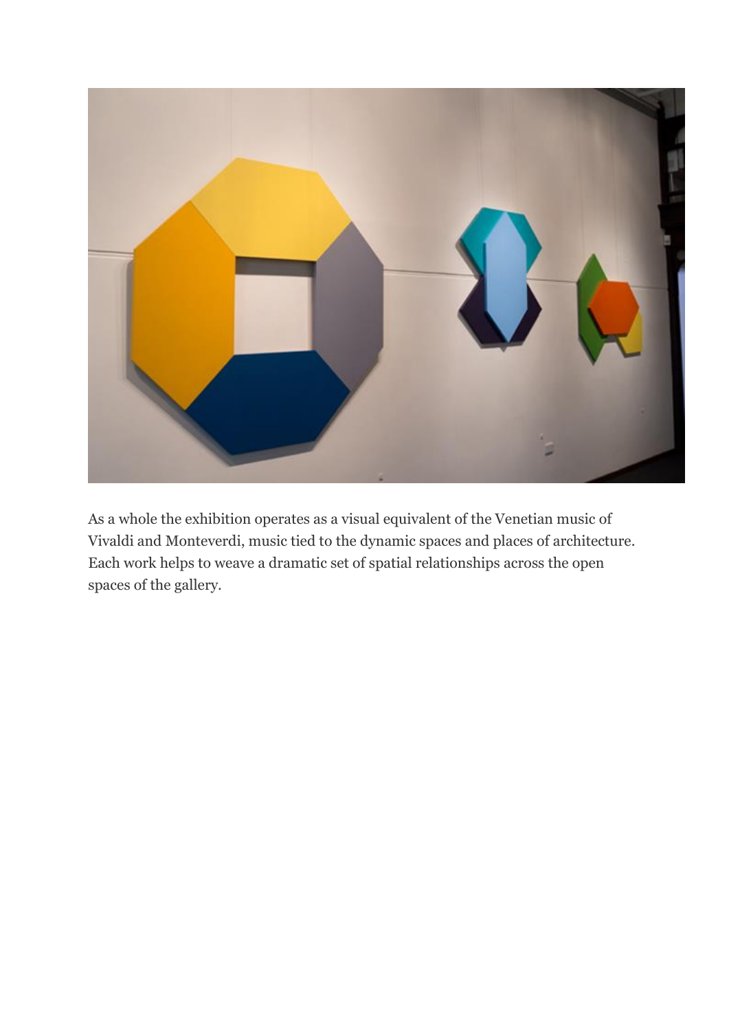As a whole the exhibition operates as a visual equivalent of the Venetian music of Vivaldi and Monteverdi, music tied to the dynamic spaces and places of architecture. Each work helps to weave a dramatic set of spatial relationships across the open spaces of the gallery.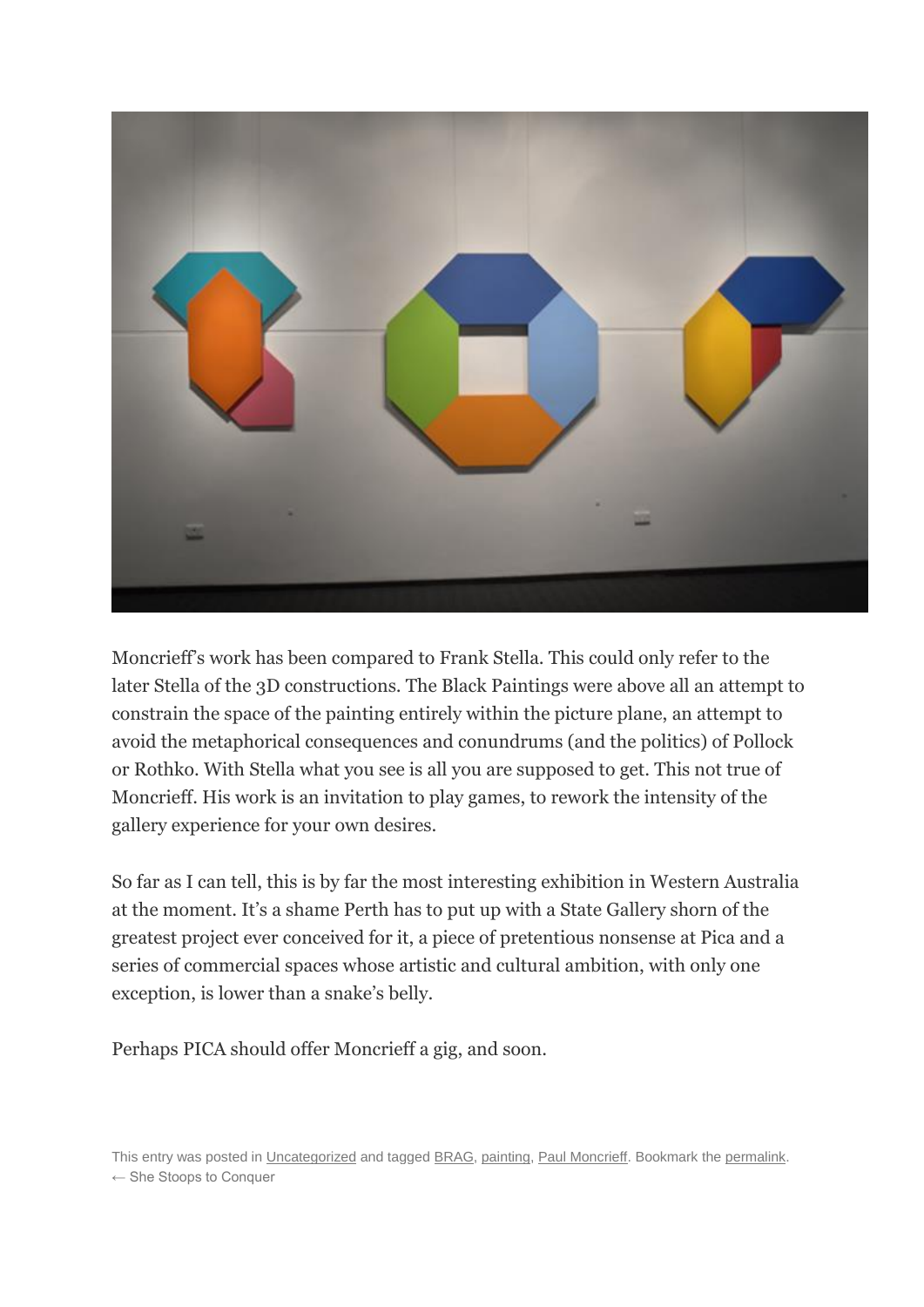Moncrieff's work has been compared to Frank Stella. This could only refer to the later Stella of the 3D constructions. The Black Paintings were above all an attempt to constrain the space of the painting entirely within the picture plane, an attempt to avoid the metaphorical consequences and conundrums (and the politics) of Pollock or Rothko. With Stella what you see is all you are supposed to get. This not true of Moncrieff. His work is an invitation to play games, to rework the intensity of the gallery experience for your own desires.

So far as I can tell, this is by far the most interesting exhibition in Western Australia at the moment. It's a shame Perth has to put up with a State Gallery shorn of the greatest project ever conceived for it, a piece of pretentious nonsense at Pica and a series of commercial spaces whose artistic and cultural ambition, with only one exception, is lower than a snake's belly.

Perhaps PICA should offer Moncrieff a gig, and soon.

This entry was posted in Uncategorized and tagged BRAG, painting, Paul Moncrieff. Bookmark the permalink.

← She Stoops to Conquer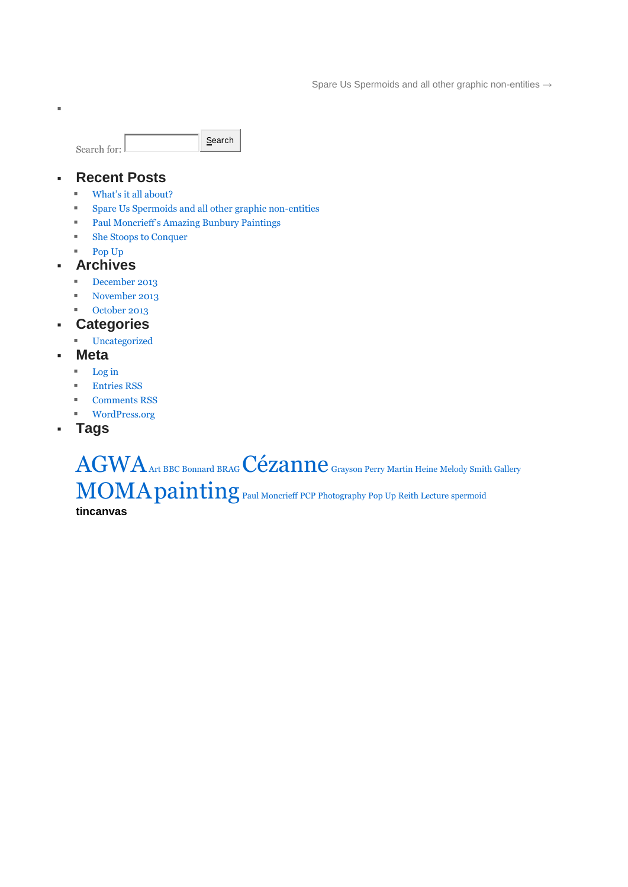Spare Us Spermoids and all other graphic non-entities →

- 

  Search for: [ ] Search

- ## Recent Posts
  - What's it all about?
  - Spare Us Spermoids and all other graphic non-entities
  - Paul Moncrieff's Amazing Bunbury Paintings
  - She Stoops to Conquer
  - Pop Up
- ## Archives
  - December 2013
  - November 2013
  - October 2013
- ## Categories
  - Uncategorized
- ## Meta
  - Log in
  - Entries RSS
  - Comments RSS
  - WordPress.org
- ## Tags

  AGWA Art BBC Bonnard BRAG Cézanne Grayson Perry Martin Heine Melody Smith Gallery MOMA painting Paul Moncrieff PCP Photography Pop Up Reith Lecture spermoid

  **tincanvas**